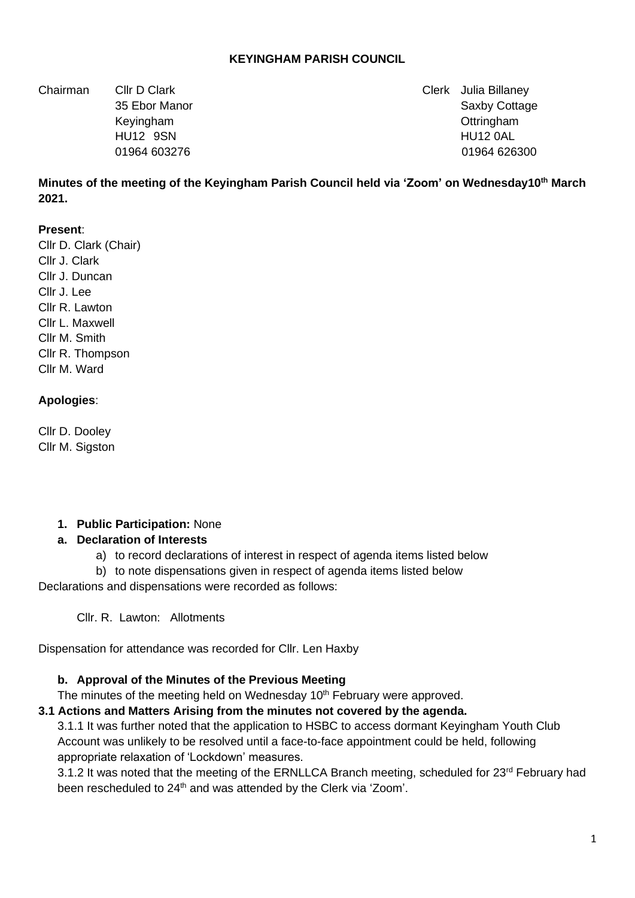**KEYINGHAM PARISH COUNCIL**

Chairman Cllr D Clark
35 Ebor Manor
Keyingham
HU12 9SN
01964 603276

Clerk Julia Billaney
Saxby Cottage
Ottringham
HU12 0AL
01964 626300

**Minutes of the meeting of the Keyingham Parish Council held via 'Zoom' on Wednesday10th March 2021.**

**Present**:
Cllr D. Clark (Chair)
Cllr J. Clark
Cllr J. Duncan
Cllr J. Lee
Cllr R. Lawton
Cllr L. Maxwell
Cllr M. Smith
Cllr R. Thompson
Cllr M. Ward

**Apologies**:

Cllr D. Dooley
Cllr M. Sigston

1. **Public Participation:** None

a. **Declaration of Interests**
   a) to record declarations of interest in respect of agenda items listed below
   b) to note dispensations given in respect of agenda items listed below

Declarations and dispensations were recorded as follows:

Cllr. R. Lawton: Allotments

Dispensation for attendance was recorded for Cllr. Len Haxby

b. **Approval of the Minutes of the Previous Meeting**

The minutes of the meeting held on Wednesday 10th February were approved.

**3.1 Actions and Matters Arising from the minutes not covered by the agenda.**

3.1.1 It was further noted that the application to HSBC to access dormant Keyingham Youth Club Account was unlikely to be resolved until a face-to-face appointment could be held, following appropriate relaxation of 'Lockdown' measures.

3.1.2 It was noted that the meeting of the ERNLLCA Branch meeting, scheduled for 23rd February had been rescheduled to 24th and was attended by the Clerk via 'Zoom'.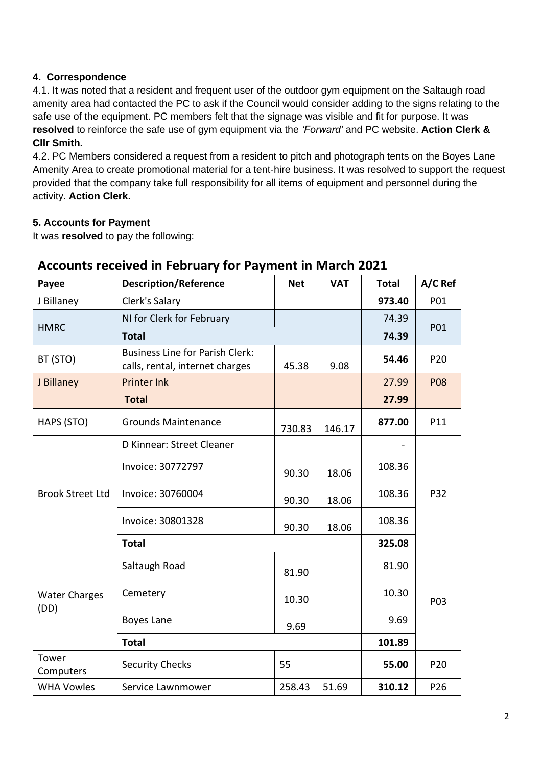**4. Correspondence**

4.1. It was noted that a resident and frequent user of the outdoor gym equipment on the Saltaugh road amenity area had contacted the PC to ask if the Council would consider adding to the signs relating to the safe use of the equipment. PC members felt that the signage was visible and fit for purpose. It was **resolved** to reinforce the safe use of gym equipment via the *'Forward'* and PC website. **Action Clerk & Cllr Smith.**

4.2. PC Members considered a request from a resident to pitch and photograph tents on the Boyes Lane Amenity Area to create promotional material for a tent-hire business. It was resolved to support the request provided that the company take full responsibility for all items of equipment and personnel during the activity. **Action Clerk.**

**5. Accounts for Payment**

It was **resolved** to pay the following:

## Accounts received in February for Payment in March 2021

| Payee | Description/Reference | Net | VAT | Total | A/C Ref |
|---|---|---|---|---|---|
| J Billaney | Clerk's Salary | | | **973.40** | P01 |
| HMRC | NI for Clerk for February | | | 74.39 | P01 |
| | **Total** | | | **74.39** | |
| BT (STO) | Business Line for Parish Clerk: calls, rental, internet charges | 45.38 | 9.08 | **54.46** | P20 |
| J Billaney | Printer Ink | | | 27.99 | P08 |
| | **Total** | | | **27.99** | |
| HAPS (STO) | Grounds Maintenance | 730.83 | 146.17 | **877.00** | P11 |
| Brook Street Ltd | D Kinnear: Street Cleaner | | | - | P32 |
| | Invoice: 30772797 | 90.30 | 18.06 | 108.36 | |
| | Invoice: 30760004 | 90.30 | 18.06 | 108.36 | |
| | Invoice: 30801328 | 90.30 | 18.06 | 108.36 | |
| | **Total** | | | **325.08** | |
| Water Charges (DD) | Saltaugh Road | 81.90 | | 81.90 | P03 |
| | Cemetery | 10.30 | | 10.30 | |
| | Boyes Lane | 9.69 | | 9.69 | |
| | **Total** | | | **101.89** | |
| Tower Computers | Security Checks | 55 | | **55.00** | P20 |
| WHA Vowles | Service Lawnmower | 258.43 | 51.69 | **310.12** | P26 |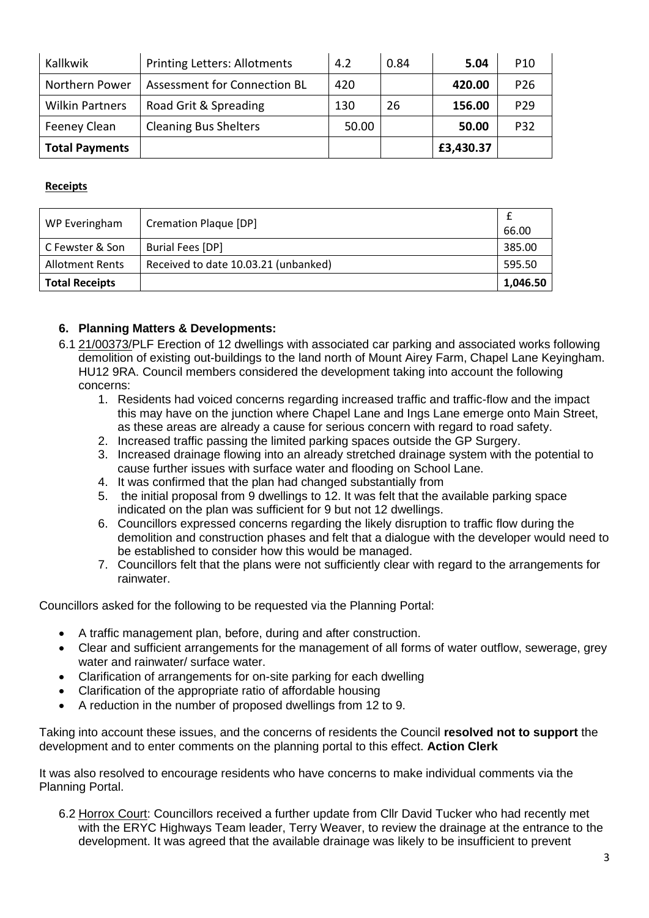| Kallkwik | Printing Letters: Allotments | 4.2 | 0.84 | **5.04** | P10 |
|---|---|---|---|---|---|
| Northern Power | Assessment for Connection BL | 420 | | **420.00** | P26 |
| Wilkin Partners | Road Grit & Spreading | 130 | 26 | **156.00** | P29 |
| Feeney Clean | Cleaning Bus Shelters | 50.00 | | **50.00** | P32 |
| **Total Payments** | | | | **£3,430.37** | |

**Receipts**

| WP Everingham | Cremation Plaque [DP] | £ 66.00 |
|---|---|---|
| C Fewster & Son | Burial Fees [DP] | 385.00 |
| Allotment Rents | Received to date 10.03.21 (unbanked) | 595.50 |
| **Total Receipts** | | **1,046.50** |

### 6. Planning Matters & Developments:

6.1 21/00373/PLF Erection of 12 dwellings with associated car parking and associated works following demolition of existing out-buildings to the land north of Mount Airey Farm, Chapel Lane Keyingham. HU12 9RA. Council members considered the development taking into account the following concerns:

1. Residents had voiced concerns regarding increased traffic and traffic-flow and the impact this may have on the junction where Chapel Lane and Ings Lane emerge onto Main Street, as these areas are already a cause for serious concern with regard to road safety.
2. Increased traffic passing the limited parking spaces outside the GP Surgery.
3. Increased drainage flowing into an already stretched drainage system with the potential to cause further issues with surface water and flooding on School Lane.
4. It was confirmed that the plan had changed substantially from
5. the initial proposal from 9 dwellings to 12. It was felt that the available parking space indicated on the plan was sufficient for 9 but not 12 dwellings.
6. Councillors expressed concerns regarding the likely disruption to traffic flow during the demolition and construction phases and felt that a dialogue with the developer would need to be established to consider how this would be managed.
7. Councillors felt that the plans were not sufficiently clear with regard to the arrangements for rainwater.

Councillors asked for the following to be requested via the Planning Portal:

- A traffic management plan, before, during and after construction.
- Clear and sufficient arrangements for the management of all forms of water outflow, sewerage, grey water and rainwater/ surface water.
- Clarification of arrangements for on-site parking for each dwelling
- Clarification of the appropriate ratio of affordable housing
- A reduction in the number of proposed dwellings from 12 to 9.

Taking into account these issues, and the concerns of residents the Council **resolved not to support** the development and to enter comments on the planning portal to this effect. **Action Clerk**

It was also resolved to encourage residents who have concerns to make individual comments via the Planning Portal.

6.2 Horrox Court: Councillors received a further update from Cllr David Tucker who had recently met with the ERYC Highways Team leader, Terry Weaver, to review the drainage at the entrance to the development. It was agreed that the available drainage was likely to be insufficient to prevent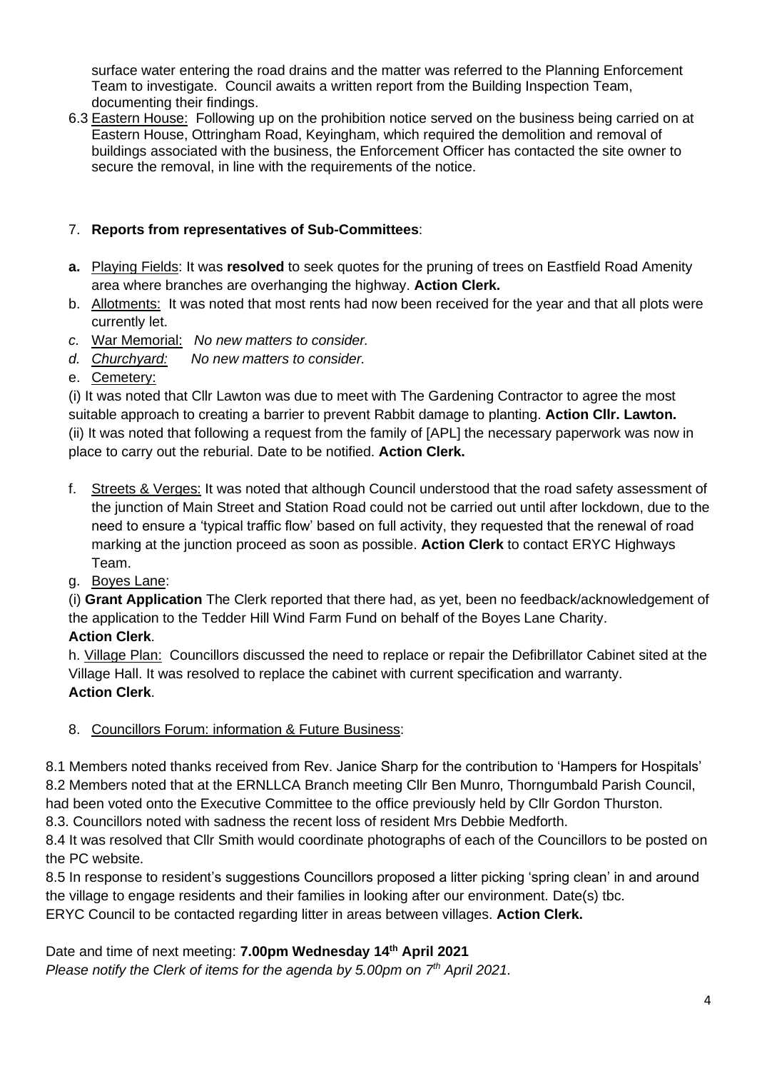surface water entering the road drains and the matter was referred to the Planning Enforcement Team to investigate. Council awaits a written report from the Building Inspection Team, documenting their findings.

6.3 Eastern House: Following up on the prohibition notice served on the business being carried on at Eastern House, Ottringham Road, Keyingham, which required the demolition and removal of buildings associated with the business, the Enforcement Officer has contacted the site owner to secure the removal, in line with the requirements of the notice.

7. **Reports from representatives of Sub-Committees**:

**a.** Playing Fields: It was **resolved** to seek quotes for the pruning of trees on Eastfield Road Amenity area where branches are overhanging the highway. **Action Clerk.**

b. Allotments: It was noted that most rents had now been received for the year and that all plots were currently let.

*c.* War Memorial: *No new matters to consider.*

*d.* *Churchyard: No new matters to consider.*

e. Cemetery:

(i) It was noted that Cllr Lawton was due to meet with The Gardening Contractor to agree the most suitable approach to creating a barrier to prevent Rabbit damage to planting. **Action Cllr. Lawton.**
(ii) It was noted that following a request from the family of [APL] the necessary paperwork was now in place to carry out the reburial. Date to be notified. **Action Clerk.**

f. Streets & Verges: It was noted that although Council understood that the road safety assessment of the junction of Main Street and Station Road could not be carried out until after lockdown, due to the need to ensure a 'typical traffic flow' based on full activity, they requested that the renewal of road marking at the junction proceed as soon as possible. **Action Clerk** to contact ERYC Highways Team.

g. Boyes Lane:

(i) **Grant Application** The Clerk reported that there had, as yet, been no feedback/acknowledgement of the application to the Tedder Hill Wind Farm Fund on behalf of the Boyes Lane Charity.
**Action Clerk**.

h. Village Plan: Councillors discussed the need to replace or repair the Defibrillator Cabinet sited at the Village Hall. It was resolved to replace the cabinet with current specification and warranty.
**Action Clerk**.

8. Councillors Forum: information & Future Business:

8.1 Members noted thanks received from Rev. Janice Sharp for the contribution to 'Hampers for Hospitals'
8.2 Members noted that at the ERNLLCA Branch meeting Cllr Ben Munro, Thorngumbald Parish Council, had been voted onto the Executive Committee to the office previously held by Cllr Gordon Thurston.
8.3. Councillors noted with sadness the recent loss of resident Mrs Debbie Medforth.
8.4 It was resolved that Cllr Smith would coordinate photographs of each of the Councillors to be posted on the PC website.
8.5 In response to resident's suggestions Councillors proposed a litter picking 'spring clean' in and around the village to engage residents and their families in looking after our environment. Date(s) tbc.
ERYC Council to be contacted regarding litter in areas between villages. **Action Clerk.**

Date and time of next meeting: **7.00pm Wednesday 14th April 2021**
*Please notify the Clerk of items for the agenda by 5.00pm on 7th April 2021.*